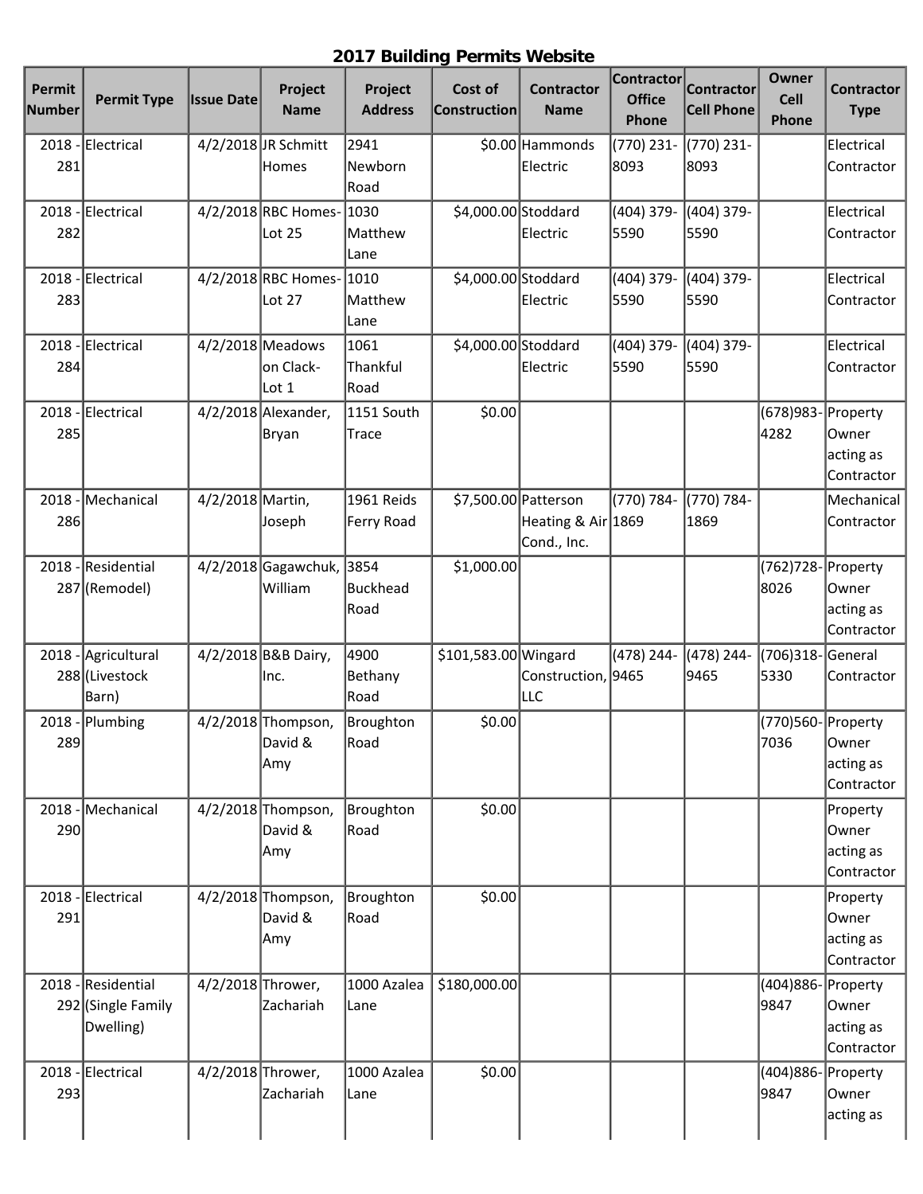## 2017 Building Permits Website

| Permit Number | Permit Type | Issue Date | Project Name | Project Address | Cost of Construction | Contractor Name | Contractor Office Phone | Contractor Cell Phone | Owner Cell Phone | Contractor Type |
|---|---|---|---|---|---|---|---|---|---|---|
| 2018 - 281 | Electrical | 4/2/2018 | JR Schmitt Homes | 2941 Newborn Road | $0.00 | Hammonds Electric | (770) 231-8093 | (770) 231-8093 | | Electrical Contractor |
| 2018 - 282 | Electrical | 4/2/2018 | RBC Homes- Lot 25 | 1030 Matthew Lane | $4,000.00 | Stoddard Electric | (404) 379-5590 | (404) 379-5590 | | Electrical Contractor |
| 2018 - 283 | Electrical | 4/2/2018 | RBC Homes- Lot 27 | 1010 Matthew Lane | $4,000.00 | Stoddard Electric | (404) 379-5590 | (404) 379-5590 | | Electrical Contractor |
| 2018 - 284 | Electrical | 4/2/2018 | Meadows on Clack-Lot 1 | 1061 Thankful Road | $4,000.00 | Stoddard Electric | (404) 379-5590 | (404) 379-5590 | | Electrical Contractor |
| 2018 - 285 | Electrical | 4/2/2018 | Alexander, Bryan | 1151 South Trace | $0.00 | | | | (678)983-4282 | Property Owner acting as Contractor |
| 2018 - 286 | Mechanical | 4/2/2018 | Martin, Joseph | 1961 Reids Ferry Road | $7,500.00 | Patterson Heating & Air Cond., Inc. | (770) 784-1869 | (770) 784-1869 | | Mechanical Contractor |
| 2018 - 287 | Residential (Remodel) | 4/2/2018 | Gagawchuk, William | 3854 Buckhead Road | $1,000.00 | | | | (762)728-8026 | Property Owner acting as Contractor |
| 2018 - 288 | Agricultural (Livestock Barn) | 4/2/2018 | B&B Dairy, Inc. | 4900 Bethany Road | $101,583.00 | Wingard Construction, LLC | (478) 244-9465 | (478) 244-9465 | (706)318-5330 | General Contractor |
| 2018 - 289 | Plumbing | 4/2/2018 | Thompson, David & Amy | Broughton Road | $0.00 | | | | (770)560-7036 | Property Owner acting as Contractor |
| 2018 - 290 | Mechanical | 4/2/2018 | Thompson, David & Amy | Broughton Road | $0.00 | | | | | Property Owner acting as Contractor |
| 2018 - 291 | Electrical | 4/2/2018 | Thompson, David & Amy | Broughton Road | $0.00 | | | | | Property Owner acting as Contractor |
| 2018 - 292 | Residential (Single Family Dwelling) | 4/2/2018 | Thrower, Zachariah | 1000 Azalea Lane | $180,000.00 | | | | (404)886-9847 | Property Owner acting as Contractor |
| 2018 - 293 | Electrical | 4/2/2018 | Thrower, Zachariah | 1000 Azalea Lane | $0.00 | | | | (404)886-9847 | Property Owner acting as |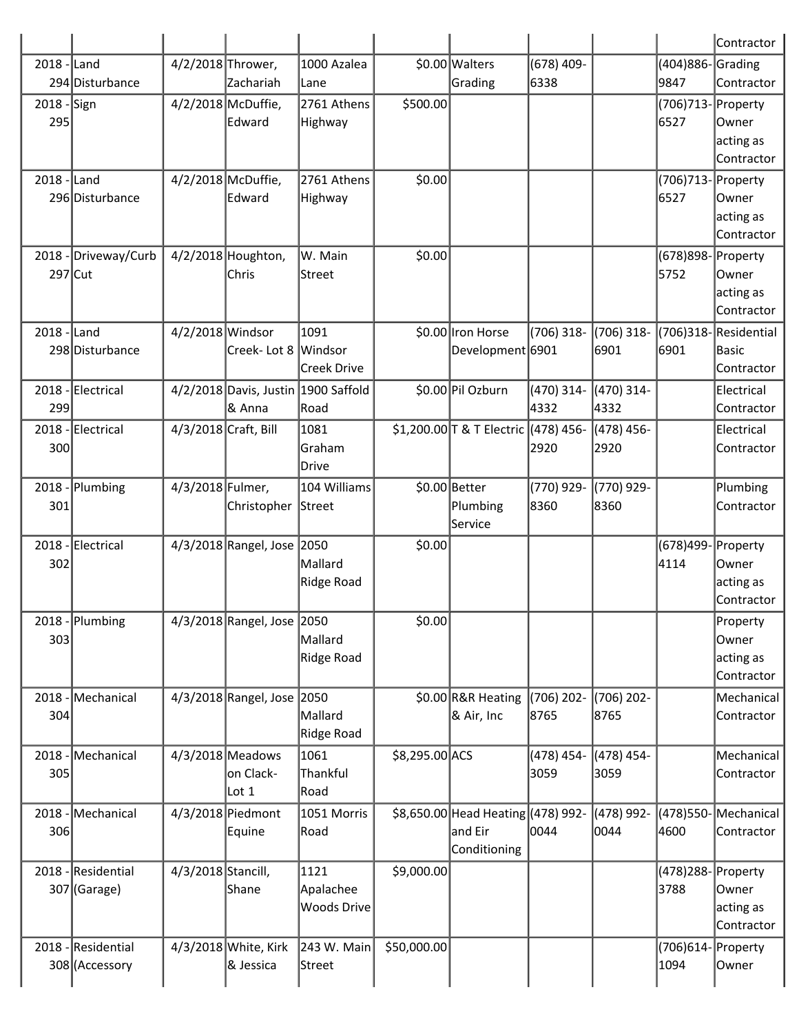| | | | | | | | | | | Contractor |
|---|---|---|---|---|---|---|---|---|---|---|
| 2018 - 294 | Land Disturbance | 4/2/2018 | Thrower, Zachariah | 1000 Azalea Lane | $0.00 | Walters Grading | (678) 409-6338 | | (404)886-9847 | Grading Contractor |
| 2018 - 295 | Sign | 4/2/2018 | McDuffie, Edward | 2761 Athens Highway | $500.00 | | | | (706)713-6527 | Property Owner acting as Contractor |
| 2018 - 296 | Land Disturbance | 4/2/2018 | McDuffie, Edward | 2761 Athens Highway | $0.00 | | | | (706)713-6527 | Property Owner acting as Contractor |
| 2018 - 297 | Driveway/Curb Cut | 4/2/2018 | Houghton, Chris | W. Main Street | $0.00 | | | | (678)898-5752 | Property Owner acting as Contractor |
| 2018 - 298 | Land Disturbance | 4/2/2018 | Windsor Creek- Lot 8 | 1091 Windsor Creek Drive | $0.00 | Iron Horse Development | (706) 318-6901 | (706) 318-6901 | (706)318-6901 | Residential Basic Contractor |
| 2018 - 299 | Electrical | 4/2/2018 | Davis, Justin & Anna | 1900 Saffold Road | $0.00 | Pil Ozburn | (470) 314-4332 | (470) 314-4332 | | Electrical Contractor |
| 2018 - 300 | Electrical | 4/3/2018 | Craft, Bill | 1081 Graham Drive | $1,200.00 | T & T Electric | (478) 456-2920 | (478) 456-2920 | | Electrical Contractor |
| 2018 - 301 | Plumbing | 4/3/2018 | Fulmer, Christopher | 104 Williams Street | $0.00 | Better Plumbing Service | (770) 929-8360 | (770) 929-8360 | | Plumbing Contractor |
| 2018 - 302 | Electrical | 4/3/2018 | Rangel, Jose | 2050 Mallard Ridge Road | $0.00 | | | | (678)499-4114 | Property Owner acting as Contractor |
| 2018 - 303 | Plumbing | 4/3/2018 | Rangel, Jose | 2050 Mallard Ridge Road | $0.00 | | | | | Property Owner acting as Contractor |
| 2018 - 304 | Mechanical | 4/3/2018 | Rangel, Jose | 2050 Mallard Ridge Road | $0.00 | R&R Heating & Air, Inc | (706) 202-8765 | (706) 202-8765 | | Mechanical Contractor |
| 2018 - 305 | Mechanical | 4/3/2018 | Meadows on Clack- Lot 1 | 1061 Thankful Road | $8,295.00 | ACS | (478) 454-3059 | (478) 454-3059 | | Mechanical Contractor |
| 2018 - 306 | Mechanical | 4/3/2018 | Piedmont Equine | 1051 Morris Road | $8,650.00 | Head Heating and Eir Conditioning | (478) 992-0044 | (478) 992-0044 | (478)550-4600 | Mechanical Contractor |
| 2018 - 307 | Residential (Garage) | 4/3/2018 | Stancill, Shane | 1121 Apalachee Woods Drive | $9,000.00 | | | | (478)288-3788 | Property Owner acting as Contractor |
| 2018 - 308 | Residential (Accessory | 4/3/2018 | White, Kirk & Jessica | 243 W. Main Street | $50,000.00 | | | | (706)614-1094 | Property Owner |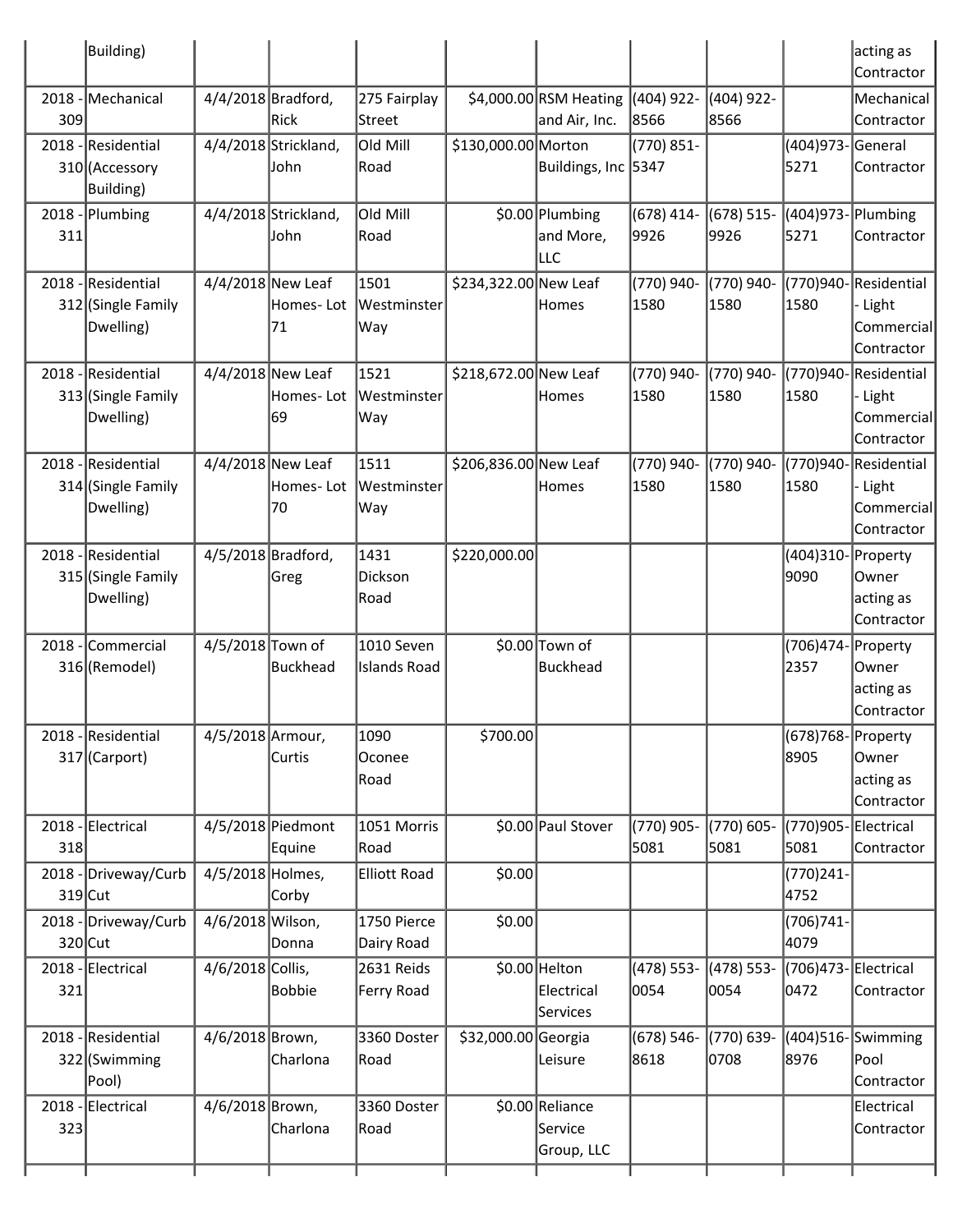| | Building) | | | | | | | | | acting as Contractor |
|---|---|---|---|---|---|---|---|---|---|---|
| 2018 - 309 | Mechanical | 4/4/2018 | Bradford, Rick | 275 Fairplay Street | $4,000.00 | RSM Heating and Air, Inc. | (404) 922-8566 | (404) 922-8566 | | Mechanical Contractor |
| 2018 - 310 | Residential (Accessory Building) | 4/4/2018 | Strickland, John | Old Mill Road | $130,000.00 | Morton Buildings, Inc | (770) 851-5347 | | (404)973-5271 | General Contractor |
| 2018 - 311 | Plumbing | 4/4/2018 | Strickland, John | Old Mill Road | $0.00 | Plumbing and More, LLC | (678) 414-9926 | (678) 515-9926 | (404)973-5271 | Plumbing Contractor |
| 2018 - 312 | Residential (Single Family Dwelling) | 4/4/2018 | New Leaf Homes- Lot 71 | 1501 Westminster Way | $234,322.00 | New Leaf Homes | (770) 940-1580 | (770) 940-1580 | (770)940-1580 | Residential - Light Commercial Contractor |
| 2018 - 313 | Residential (Single Family Dwelling) | 4/4/2018 | New Leaf Homes- Lot 69 | 1521 Westminster Way | $218,672.00 | New Leaf Homes | (770) 940-1580 | (770) 940-1580 | (770)940-1580 | Residential - Light Commercial Contractor |
| 2018 - 314 | Residential (Single Family Dwelling) | 4/4/2018 | New Leaf Homes- Lot 70 | 1511 Westminster Way | $206,836.00 | New Leaf Homes | (770) 940-1580 | (770) 940-1580 | (770)940-1580 | Residential - Light Commercial Contractor |
| 2018 - 315 | Residential (Single Family Dwelling) | 4/5/2018 | Bradford, Greg | 1431 Dickson Road | $220,000.00 | | | | (404)310-9090 | Property Owner acting as Contractor |
| 2018 - 316 | Commercial (Remodel) | 4/5/2018 | Town of Buckhead | 1010 Seven Islands Road | $0.00 | Town of Buckhead | | | (706)474-2357 | Property Owner acting as Contractor |
| 2018 - 317 | Residential (Carport) | 4/5/2018 | Armour, Curtis | 1090 Oconee Road | $700.00 | | | | (678)768-8905 | Property Owner acting as Contractor |
| 2018 - 318 | Electrical | 4/5/2018 | Piedmont Equine | 1051 Morris Road | $0.00 | Paul Stover | (770) 905-5081 | (770) 605-5081 | (770)905-5081 | Electrical Contractor |
| 2018 - 319 | Driveway/Curb Cut | 4/5/2018 | Holmes, Corby | Elliott Road | $0.00 | | | | (770)241-4752 | |
| 2018 - 320 | Driveway/Curb Cut | 4/6/2018 | Wilson, Donna | 1750 Pierce Dairy Road | $0.00 | | | | (706)741-4079 | |
| 2018 - 321 | Electrical | 4/6/2018 | Collis, Bobbie | 2631 Reids Ferry Road | $0.00 | Helton Electrical Services | (478) 553-0054 | (478) 553-0054 | (706)473-0472 | Electrical Contractor |
| 2018 - 322 | Residential (Swimming Pool) | 4/6/2018 | Brown, Charlona | 3360 Doster Road | $32,000.00 | Georgia Leisure | (678) 546-8618 | (770) 639-0708 | (404)516-8976 | Swimming Pool Contractor |
| 2018 - 323 | Electrical | 4/6/2018 | Brown, Charlona | 3360 Doster Road | $0.00 | Reliance Service Group, LLC | | | | Electrical Contractor |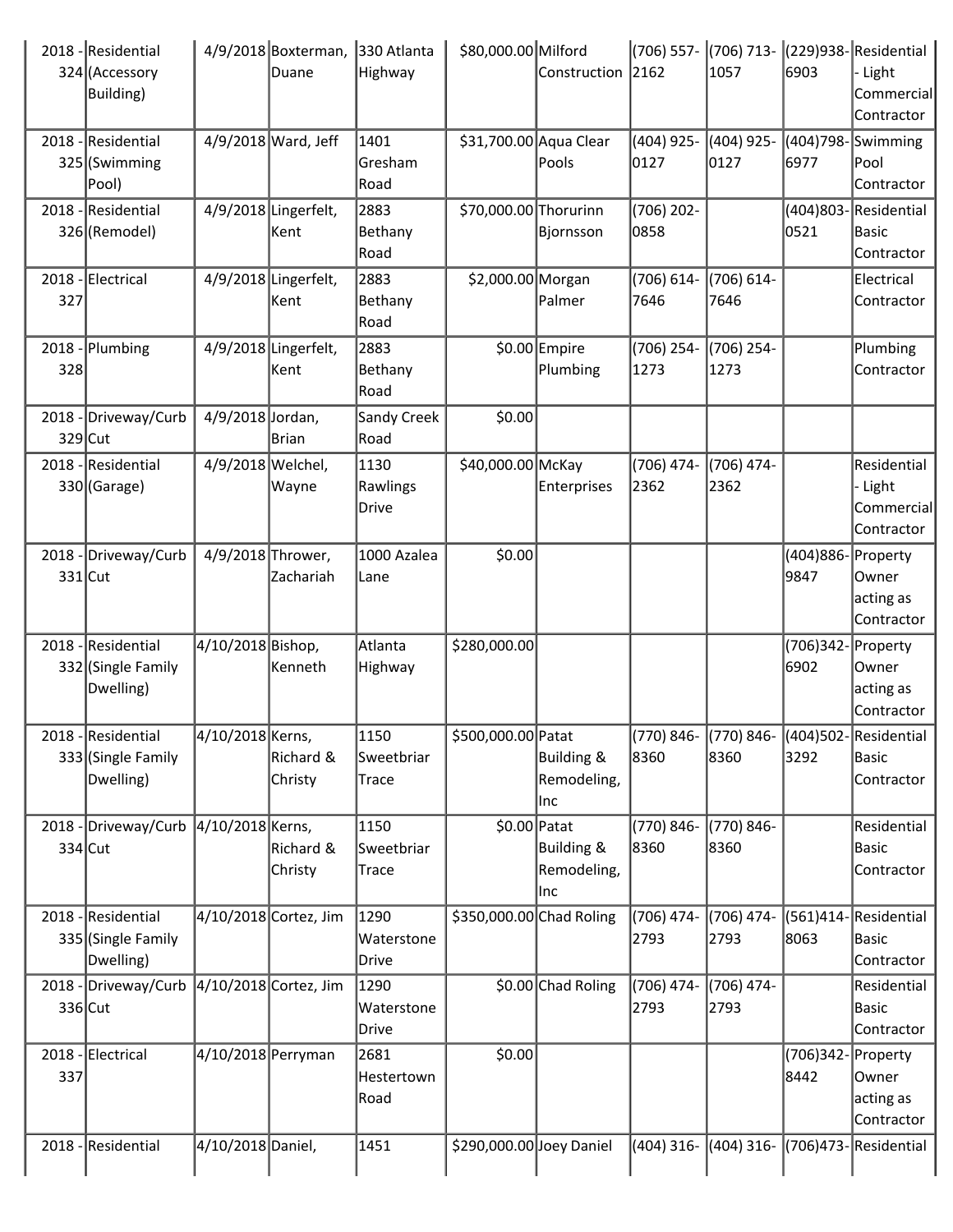| | | | | | | | | | | |
|---|---|---|---|---|---|---|---|---|---|---|
| 2018 - 324 | Residential (Accessory Building) | 4/9/2018 | Boxterman, Duane | 330 Atlanta Highway | $80,000.00 | Milford Construction | (706) 557-2162 | (706) 713-1057 | (229)938-6903 | Residential - Light Commercial Contractor |
| 2018 - 325 | Residential (Swimming Pool) | 4/9/2018 | Ward, Jeff | 1401 Gresham Road | $31,700.00 | Aqua Clear Pools | (404) 925-0127 | (404) 925-0127 | (404)798-6977 | Swimming Pool Contractor |
| 2018 - 326 | Residential (Remodel) | 4/9/2018 | Lingerfelt, Kent | 2883 Bethany Road | $70,000.00 | Thorurinn Bjornsson | (706) 202-0858 | | (404)803-0521 | Residential Basic Contractor |
| 2018 - 327 | Electrical | 4/9/2018 | Lingerfelt, Kent | 2883 Bethany Road | $2,000.00 | Morgan Palmer | (706) 614-7646 | (706) 614-7646 | | Electrical Contractor |
| 2018 - 328 | Plumbing | 4/9/2018 | Lingerfelt, Kent | 2883 Bethany Road | $0.00 | Empire Plumbing | (706) 254-1273 | (706) 254-1273 | | Plumbing Contractor |
| 2018 - 329 | Driveway/Curb Cut | 4/9/2018 | Jordan, Brian | Sandy Creek Road | $0.00 | | | | | |
| 2018 - 330 | Residential (Garage) | 4/9/2018 | Welchel, Wayne | 1130 Rawlings Drive | $40,000.00 | McKay Enterprises | (706) 474-2362 | (706) 474-2362 | | Residential - Light Commercial Contractor |
| 2018 - 331 | Driveway/Curb Cut | 4/9/2018 | Thrower, Zachariah | 1000 Azalea Lane | $0.00 | | | | (404)886-9847 | Property Owner acting as Contractor |
| 2018 - 332 | Residential (Single Family Dwelling) | 4/10/2018 | Bishop, Kenneth | Atlanta Highway | $280,000.00 | | | | (706)342-6902 | Property Owner acting as Contractor |
| 2018 - 333 | Residential (Single Family Dwelling) | 4/10/2018 | Kerns, Richard & Christy | 1150 Sweetbriar Trace | $500,000.00 | Patat Building & Remodeling, Inc | (770) 846-8360 | (770) 846-8360 | (404)502-3292 | Residential Basic Contractor |
| 2018 - 334 | Driveway/Curb Cut | 4/10/2018 | Kerns, Richard & Christy | 1150 Sweetbriar Trace | $0.00 | Patat Building & Remodeling, Inc | (770) 846-8360 | (770) 846-8360 | | Residential Basic Contractor |
| 2018 - 335 | Residential (Single Family Dwelling) | 4/10/2018 | Cortez, Jim | 1290 Waterstone Drive | $350,000.00 | Chad Roling | (706) 474-2793 | (706) 474-2793 | (561)414-8063 | Residential Basic Contractor |
| 2018 - 336 | Driveway/Curb Cut | 4/10/2018 | Cortez, Jim | 1290 Waterstone Drive | $0.00 | Chad Roling | (706) 474-2793 | (706) 474-2793 | | Residential Basic Contractor |
| 2018 - 337 | Electrical | 4/10/2018 | Perryman | 2681 Hestertown Road | $0.00 | | | | (706)342-8442 | Property Owner acting as Contractor |
| 2018 - | Residential | 4/10/2018 | Daniel, | 1451 | $290,000.00 | Joey Daniel | (404) 316- | (404) 316- | (706)473- | Residential |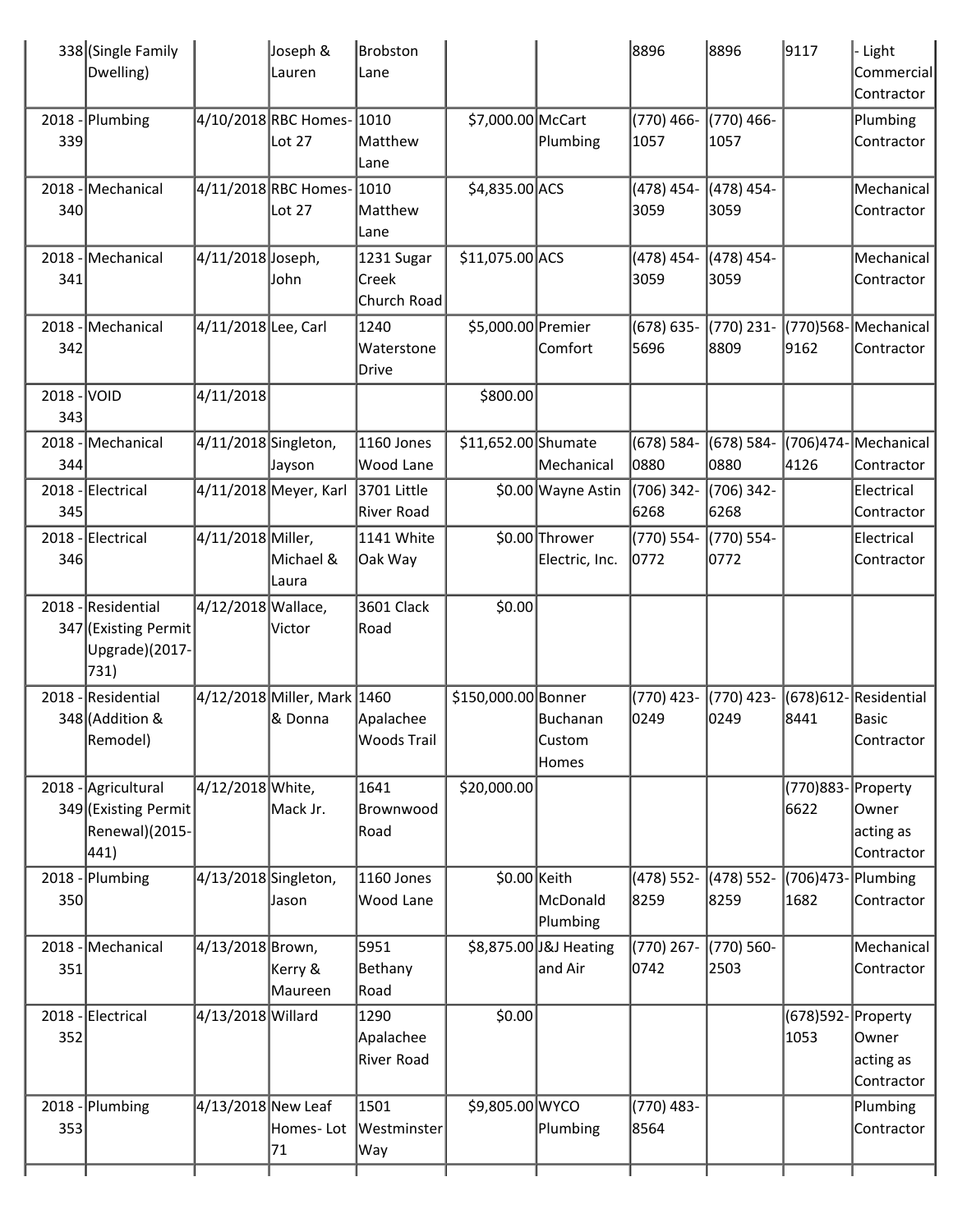| 338 | (Single Family Dwelling) | | Joseph & Lauren | Brobston Lane | | | 8896 | 8896 | 9117 | - Light Commercial Contractor |
|---|---|---|---|---|---|---|---|---|---|---|
| 2018 - 339 | Plumbing | 4/10/2018 | RBC Homes- Lot 27 | 1010 Matthew Lane | $7,000.00 | McCart Plumbing | (770) 466-1057 | (770) 466-1057 | | Plumbing Contractor |
| 2018 - 340 | Mechanical | 4/11/2018 | RBC Homes- Lot 27 | 1010 Matthew Lane | $4,835.00 | ACS | (478) 454-3059 | (478) 454-3059 | | Mechanical Contractor |
| 2018 - 341 | Mechanical | 4/11/2018 | Joseph, John | 1231 Sugar Creek Church Road | $11,075.00 | ACS | (478) 454-3059 | (478) 454-3059 | | Mechanical Contractor |
| 2018 - 342 | Mechanical | 4/11/2018 | Lee, Carl | 1240 Waterstone Drive | $5,000.00 | Premier Comfort | (678) 635-5696 | (770) 231-8809 | (770)568-9162 | Mechanical Contractor |
| 2018 - 343 | VOID | 4/11/2018 | | | $800.00 | | | | | |
| 2018 - 344 | Mechanical | 4/11/2018 | Singleton, Jayson | 1160 Jones Wood Lane | $11,652.00 | Shumate Mechanical | (678) 584-0880 | (678) 584-0880 | (706)474-4126 | Mechanical Contractor |
| 2018 - 345 | Electrical | 4/11/2018 | Meyer, Karl | 3701 Little River Road | $0.00 | Wayne Astin | (706) 342-6268 | (706) 342-6268 | | Electrical Contractor |
| 2018 - 346 | Electrical | 4/11/2018 | Miller, Michael & Laura | 1141 White Oak Way | $0.00 | Thrower Electric, Inc. | (770) 554-0772 | (770) 554-0772 | | Electrical Contractor |
| 2018 - 347 | Residential (Existing Permit Upgrade)(2017-731) | 4/12/2018 | Wallace, Victor | 3601 Clack Road | $0.00 | | | | | |
| 2018 - 348 | Residential (Addition & Remodel) | 4/12/2018 | Miller, Mark & Donna | 1460 Apalachee Woods Trail | $150,000.00 | Bonner Buchanan Custom Homes | (770) 423-0249 | (770) 423-0249 | (678)612-8441 | Residential Basic Contractor |
| 2018 - 349 | Agricultural (Existing Permit Renewal)(2015-441) | 4/12/2018 | White, Mack Jr. | 1641 Brownwood Road | $20,000.00 | | | | (770)883-6622 | Property Owner acting as Contractor |
| 2018 - 350 | Plumbing | 4/13/2018 | Singleton, Jason | 1160 Jones Wood Lane | $0.00 | Keith McDonald Plumbing | (478) 552-8259 | (478) 552-8259 | (706)473-1682 | Plumbing Contractor |
| 2018 - 351 | Mechanical | 4/13/2018 | Brown, Kerry & Maureen | 5951 Bethany Road | $8,875.00 | J&J Heating and Air | (770) 267-0742 | (770) 560-2503 | | Mechanical Contractor |
| 2018 - 352 | Electrical | 4/13/2018 | Willard | 1290 Apalachee River Road | $0.00 | | | | (678)592-1053 | Property Owner acting as Contractor |
| 2018 - 353 | Plumbing | 4/13/2018 | New Leaf Homes- Lot 71 | 1501 Westminster Way | $9,805.00 | WYCO Plumbing | (770) 483-8564 | | | Plumbing Contractor |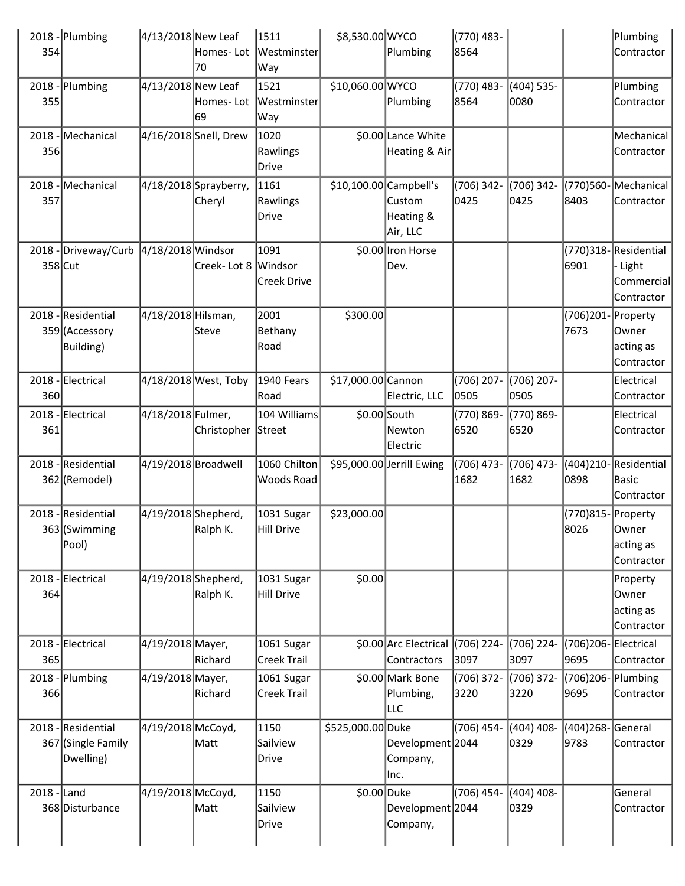| 2018 - 354 | Plumbing | 4/13/2018 | New Leaf Homes- Lot 70 | 1511 Westminster Way | $8,530.00 | WYCO Plumbing | (770) 483-8564 | | | Plumbing Contractor |
|---|---|---|---|---|---|---|---|---|---|---|
| 2018 - 355 | Plumbing | 4/13/2018 | New Leaf Homes- Lot 69 | 1521 Westminster Way | $10,060.00 | WYCO Plumbing | (770) 483-8564 | (404) 535-0080 | | Plumbing Contractor |
| 2018 - 356 | Mechanical | 4/16/2018 | Snell, Drew | 1020 Rawlings Drive | $0.00 | Lance White Heating & Air | | | | Mechanical Contractor |
| 2018 - 357 | Mechanical | 4/18/2018 | Sprayberry, Cheryl | 1161 Rawlings Drive | $10,100.00 | Campbell's Custom Heating & Air, LLC | (706) 342-0425 | (706) 342-0425 | (770)560-8403 | Mechanical Contractor |
| 2018 - 358 | Driveway/Curb Cut | 4/18/2018 | Windsor Creek- Lot 8 | 1091 Windsor Creek Drive | $0.00 | Iron Horse Dev. | | | (770)318-6901 | Residential - Light Commercial Contractor |
| 2018 - 359 | Residential (Accessory Building) | 4/18/2018 | Hilsman, Steve | 2001 Bethany Road | $300.00 | | | | (706)201-7673 | Property Owner acting as Contractor |
| 2018 - 360 | Electrical | 4/18/2018 | West, Toby | 1940 Fears Road | $17,000.00 | Cannon Electric, LLC | (706) 207-0505 | (706) 207-0505 | | Electrical Contractor |
| 2018 - 361 | Electrical | 4/18/2018 | Fulmer, Christopher | 104 Williams Street | $0.00 | South Newton Electric | (770) 869-6520 | (770) 869-6520 | | Electrical Contractor |
| 2018 - 362 | Residential (Remodel) | 4/19/2018 | Broadwell | 1060 Chilton Woods Road | $95,000.00 | Jerrill Ewing | (706) 473-1682 | (706) 473-1682 | (404)210-0898 | Residential Basic Contractor |
| 2018 - 363 | Residential (Swimming Pool) | 4/19/2018 | Shepherd, Ralph K. | 1031 Sugar Hill Drive | $23,000.00 | | | | (770)815-8026 | Property Owner acting as Contractor |
| 2018 - 364 | Electrical | 4/19/2018 | Shepherd, Ralph K. | 1031 Sugar Hill Drive | $0.00 | | | | | Property Owner acting as Contractor |
| 2018 - 365 | Electrical | 4/19/2018 | Mayer, Richard | 1061 Sugar Creek Trail | $0.00 | Arc Electrical Contractors | (706) 224-3097 | (706) 224-3097 | (706)206-9695 | Electrical Contractor |
| 2018 - 366 | Plumbing | 4/19/2018 | Mayer, Richard | 1061 Sugar Creek Trail | $0.00 | Mark Bone Plumbing, LLC | (706) 372-3220 | (706) 372-3220 | (706)206-9695 | Plumbing Contractor |
| 2018 - 367 | Residential (Single Family Dwelling) | 4/19/2018 | McCoyd, Matt | 1150 Sailview Drive | $525,000.00 | Duke Development Company, Inc. | (706) 454-2044 | (404) 408-0329 | (404)268-9783 | General Contractor |
| 2018 - 368 | Land Disturbance | 4/19/2018 | McCoyd, Matt | 1150 Sailview Drive | $0.00 | Duke Development Company, | (706) 454-2044 | (404) 408-0329 | | General Contractor |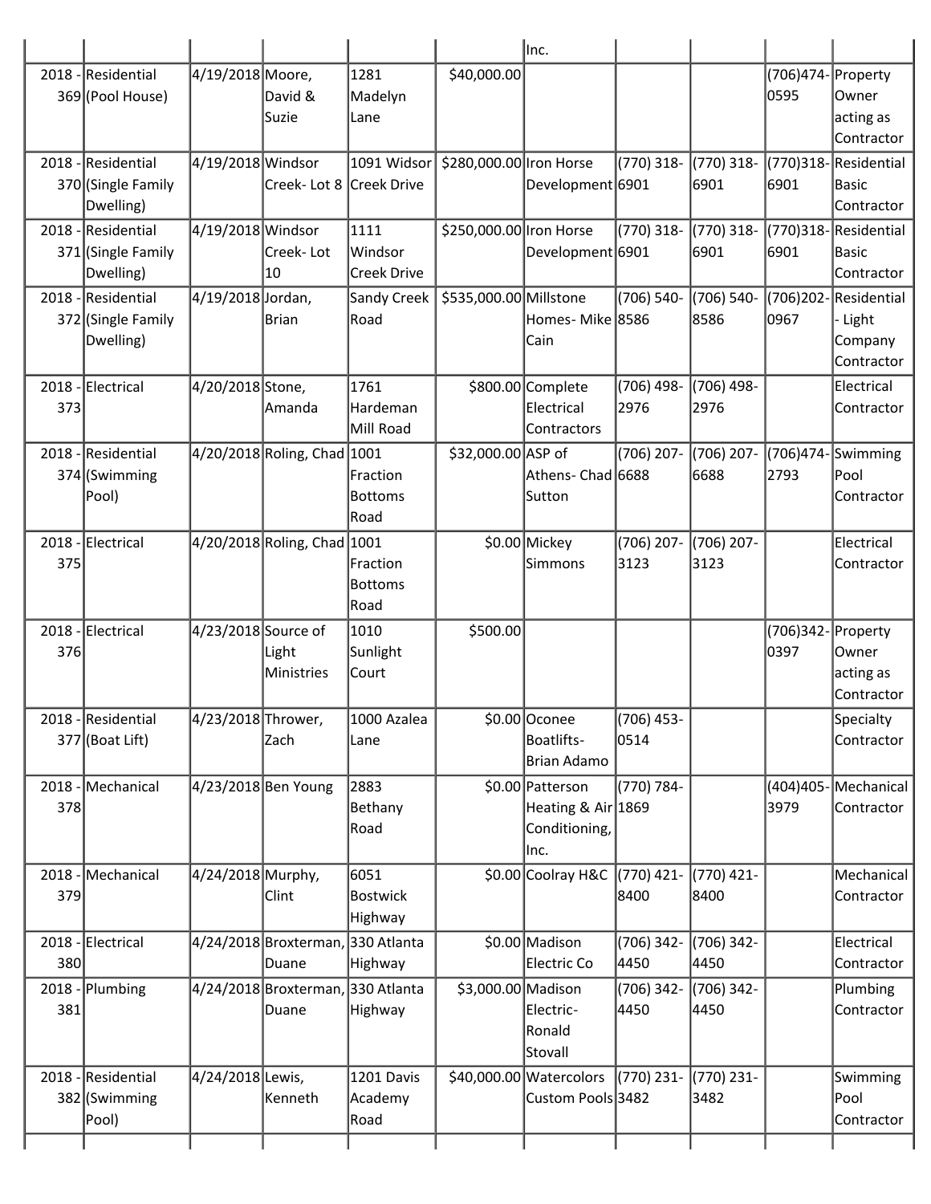| | | | | | | | | | | |
|---|---|---|---|---|---|---|---|---|---|---|
| | | | | | | Inc. | | | | |
| 2018 - 369 | Residential (Pool House) | 4/19/2018 | Moore, David & Suzie | 1281 Madelyn Lane | $40,000.00 | | | | (706)474-0595 | Property Owner acting as Contractor |
| 2018 - 370 | Residential (Single Family Dwelling) | 4/19/2018 | Windsor Creek- Lot 8 | 1091 Widsor Creek Drive | $280,000.00 | Iron Horse Development | (770) 318-6901 | (770) 318-6901 | (770)318-6901 | Residential Basic Contractor |
| 2018 - 371 | Residential (Single Family Dwelling) | 4/19/2018 | Windsor Creek- Lot 10 | 1111 Windsor Creek Drive | $250,000.00 | Iron Horse Development | (770) 318-6901 | (770) 318-6901 | (770)318-6901 | Residential Basic Contractor |
| 2018 - 372 | Residential (Single Family Dwelling) | 4/19/2018 | Jordan, Brian | Sandy Creek Road | $535,000.00 | Millstone Homes- Mike Cain | (706) 540-8586 | (706) 540-8586 | (706)202-0967 | Residential - Light Company Contractor |
| 2018 - 373 | Electrical | 4/20/2018 | Stone, Amanda | 1761 Hardeman Mill Road | $800.00 | Complete Electrical Contractors | (706) 498-2976 | (706) 498-2976 | | Electrical Contractor |
| 2018 - 374 | Residential (Swimming Pool) | 4/20/2018 | Roling, Chad | 1001 Fraction Bottoms Road | $32,000.00 | ASP of Athens- Chad Sutton | (706) 207-6688 | (706) 207-6688 | (706)474-2793 | Swimming Pool Contractor |
| 2018 - 375 | Electrical | 4/20/2018 | Roling, Chad | 1001 Fraction Bottoms Road | $0.00 | Mickey Simmons | (706) 207-3123 | (706) 207-3123 | | Electrical Contractor |
| 2018 - 376 | Electrical | 4/23/2018 | Source of Light Ministries | 1010 Sunlight Court | $500.00 | | | | (706)342-0397 | Property Owner acting as Contractor |
| 2018 - 377 | Residential (Boat Lift) | 4/23/2018 | Thrower, Zach | 1000 Azalea Lane | $0.00 | Oconee Boatlifts- Brian Adamo | (706) 453-0514 | | | Specialty Contractor |
| 2018 - 378 | Mechanical | 4/23/2018 | Ben Young | 2883 Bethany Road | $0.00 | Patterson Heating & Air Conditioning, Inc. | (770) 784-1869 | | (404)405-3979 | Mechanical Contractor |
| 2018 - 379 | Mechanical | 4/24/2018 | Murphy, Clint | 6051 Bostwick Highway | $0.00 | Coolray H&C | (770) 421-8400 | (770) 421-8400 | | Mechanical Contractor |
| 2018 - 380 | Electrical | 4/24/2018 | Broxterman, Duane | 330 Atlanta Highway | $0.00 | Madison Electric Co | (706) 342-4450 | (706) 342-4450 | | Electrical Contractor |
| 2018 - 381 | Plumbing | 4/24/2018 | Broxterman, Duane | 330 Atlanta Highway | $3,000.00 | Madison Electric- Ronald Stovall | (706) 342-4450 | (706) 342-4450 | | Plumbing Contractor |
| 2018 - 382 | Residential (Swimming Pool) | 4/24/2018 | Lewis, Kenneth | 1201 Davis Academy Road | $40,000.00 | Watercolors Custom Pools | (770) 231-3482 | (770) 231-3482 | | Swimming Pool Contractor |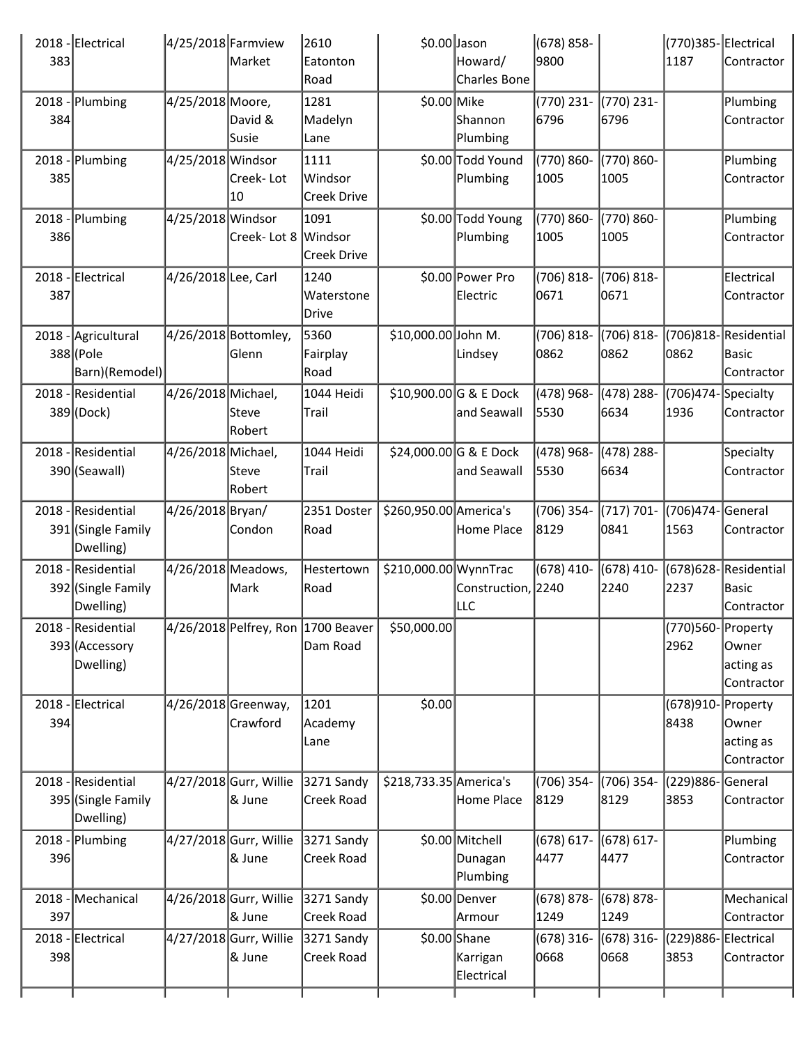| | | | | | | | | | | |
|---|---|---|---|---|---|---|---|---|---|---|
| 2018 - 383 | Electrical | 4/25/2018 | Farmview Market | 2610 Eatonton Road | $0.00 | Jason Howard/ Charles Bone | (678) 858-9800 | | (770)385-1187 | Electrical Contractor |
| 2018 - 384 | Plumbing | 4/25/2018 | Moore, David & Susie | 1281 Madelyn Lane | $0.00 | Mike Shannon Plumbing | (770) 231-6796 | (770) 231-6796 | | Plumbing Contractor |
| 2018 - 385 | Plumbing | 4/25/2018 | Windsor Creek- Lot 10 | 1111 Windsor Creek Drive | $0.00 | Todd Yound Plumbing | (770) 860-1005 | (770) 860-1005 | | Plumbing Contractor |
| 2018 - 386 | Plumbing | 4/25/2018 | Windsor Creek- Lot 8 | 1091 Windsor Creek Drive | $0.00 | Todd Young Plumbing | (770) 860-1005 | (770) 860-1005 | | Plumbing Contractor |
| 2018 - 387 | Electrical | 4/26/2018 | Lee, Carl | 1240 Waterstone Drive | $0.00 | Power Pro Electric | (706) 818-0671 | (706) 818-0671 | | Electrical Contractor |
| 2018 - 388 | Agricultural (Pole Barn)(Remodel) | 4/26/2018 | Bottomley, Glenn | 5360 Fairplay Road | $10,000.00 | John M. Lindsey | (706) 818-0862 | (706) 818-0862 | (706)818-0862 | Residential Basic Contractor |
| 2018 - 389 | Residential (Dock) | 4/26/2018 | Michael, Steve Robert | 1044 Heidi Trail | $10,900.00 | G & E Dock and Seawall | (478) 968-5530 | (478) 288-6634 | (706)474-1936 | Specialty Contractor |
| 2018 - 390 | Residential (Seawall) | 4/26/2018 | Michael, Steve Robert | 1044 Heidi Trail | $24,000.00 | G & E Dock and Seawall | (478) 968-5530 | (478) 288-6634 | | Specialty Contractor |
| 2018 - 391 | Residential (Single Family Dwelling) | 4/26/2018 | Bryan/ Condon | 2351 Doster Road | $260,950.00 | America's Home Place | (706) 354-8129 | (717) 701-0841 | (706)474-1563 | General Contractor |
| 2018 - 392 | Residential (Single Family Dwelling) | 4/26/2018 | Meadows, Mark | Hestertown Road | $210,000.00 | WynnTrac Construction, LLC | (678) 410-2240 | (678) 410-2240 | (678)628-2237 | Residential Basic Contractor |
| 2018 - 393 | Residential (Accessory Dwelling) | 4/26/2018 | Pelfrey, Ron | 1700 Beaver Dam Road | $50,000.00 | | | | (770)560-2962 | Property Owner acting as Contractor |
| 2018 - 394 | Electrical | 4/26/2018 | Greenway, Crawford | 1201 Academy Lane | $0.00 | | | | (678)910-8438 | Property Owner acting as Contractor |
| 2018 - 395 | Residential (Single Family Dwelling) | 4/27/2018 | Gurr, Willie & June | 3271 Sandy Creek Road | $218,733.35 | America's Home Place | (706) 354-8129 | (706) 354-8129 | (229)886-3853 | General Contractor |
| 2018 - 396 | Plumbing | 4/27/2018 | Gurr, Willie & June | 3271 Sandy Creek Road | $0.00 | Mitchell Dunagan Plumbing | (678) 617-4477 | (678) 617-4477 | | Plumbing Contractor |
| 2018 - 397 | Mechanical | 4/26/2018 | Gurr, Willie & June | 3271 Sandy Creek Road | $0.00 | Denver Armour | (678) 878-1249 | (678) 878-1249 | | Mechanical Contractor |
| 2018 - 398 | Electrical | 4/27/2018 | Gurr, Willie & June | 3271 Sandy Creek Road | $0.00 | Shane Karrigan Electrical | (678) 316-0668 | (678) 316-0668 | (229)886-3853 | Electrical Contractor |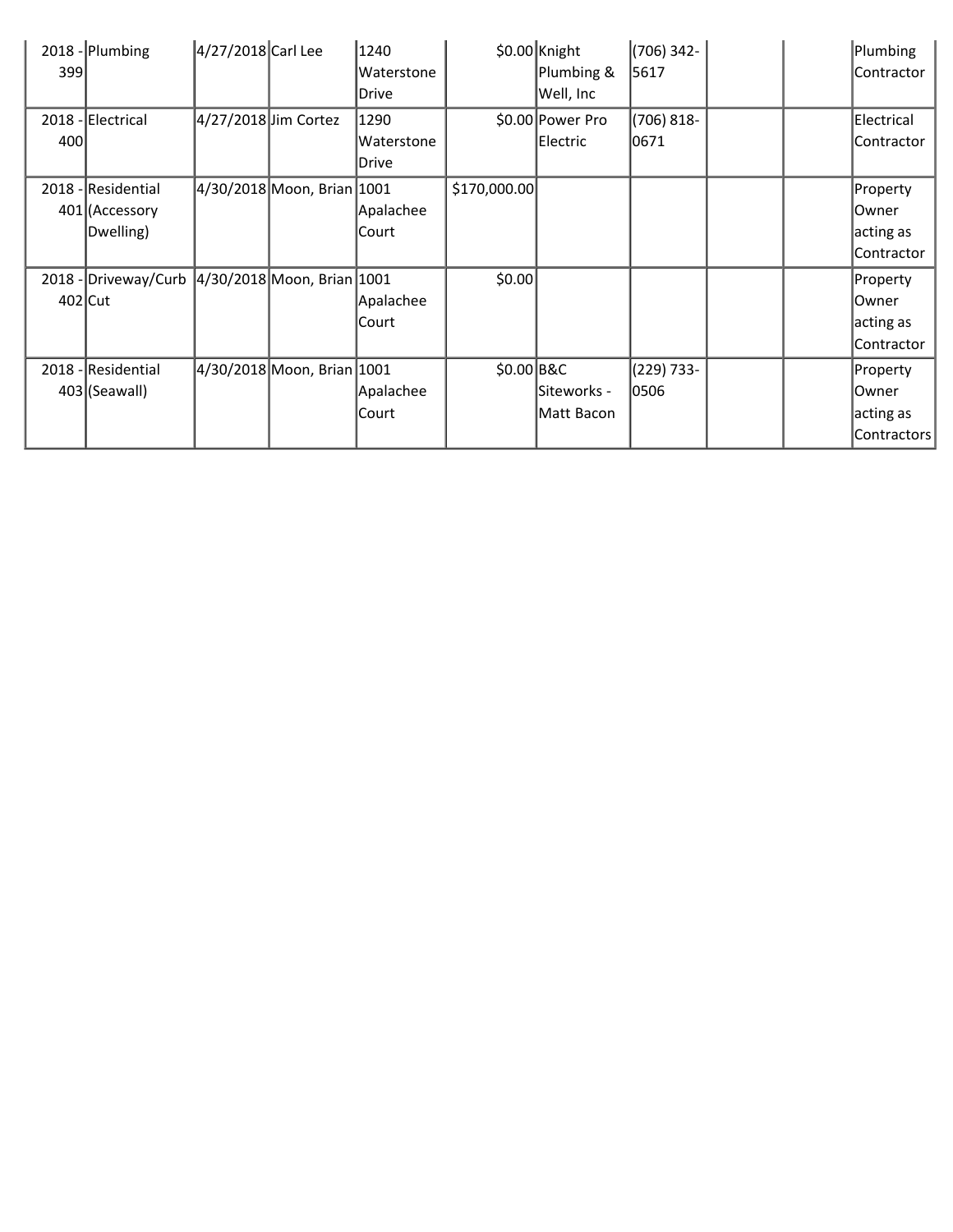| | | | | | | | | | | |
|---|---|---|---|---|---|---|---|---|---|---|
| 2018 - 399 | Plumbing | 4/27/2018 | Carl Lee | 1240 Waterstone Drive | $0.00 | Knight Plumbing & Well, Inc | (706) 342-5617 | | | Plumbing Contractor |
| 2018 - 400 | Electrical | 4/27/2018 | Jim Cortez | 1290 Waterstone Drive | $0.00 | Power Pro Electric | (706) 818-0671 | | | Electrical Contractor |
| 2018 - 401 | Residential (Accessory Dwelling) | 4/30/2018 | Moon, Brian | 1001 Apalachee Court | $170,000.00 | | | | | Property Owner acting as Contractor |
| 2018 - 402 | Driveway/Curb Cut | 4/30/2018 | Moon, Brian | 1001 Apalachee Court | $0.00 | | | | | Property Owner acting as Contractor |
| 2018 - 403 | Residential (Seawall) | 4/30/2018 | Moon, Brian | 1001 Apalachee Court | $0.00 | B&C Siteworks - Matt Bacon | (229) 733-0506 | | | Property Owner acting as Contractors |